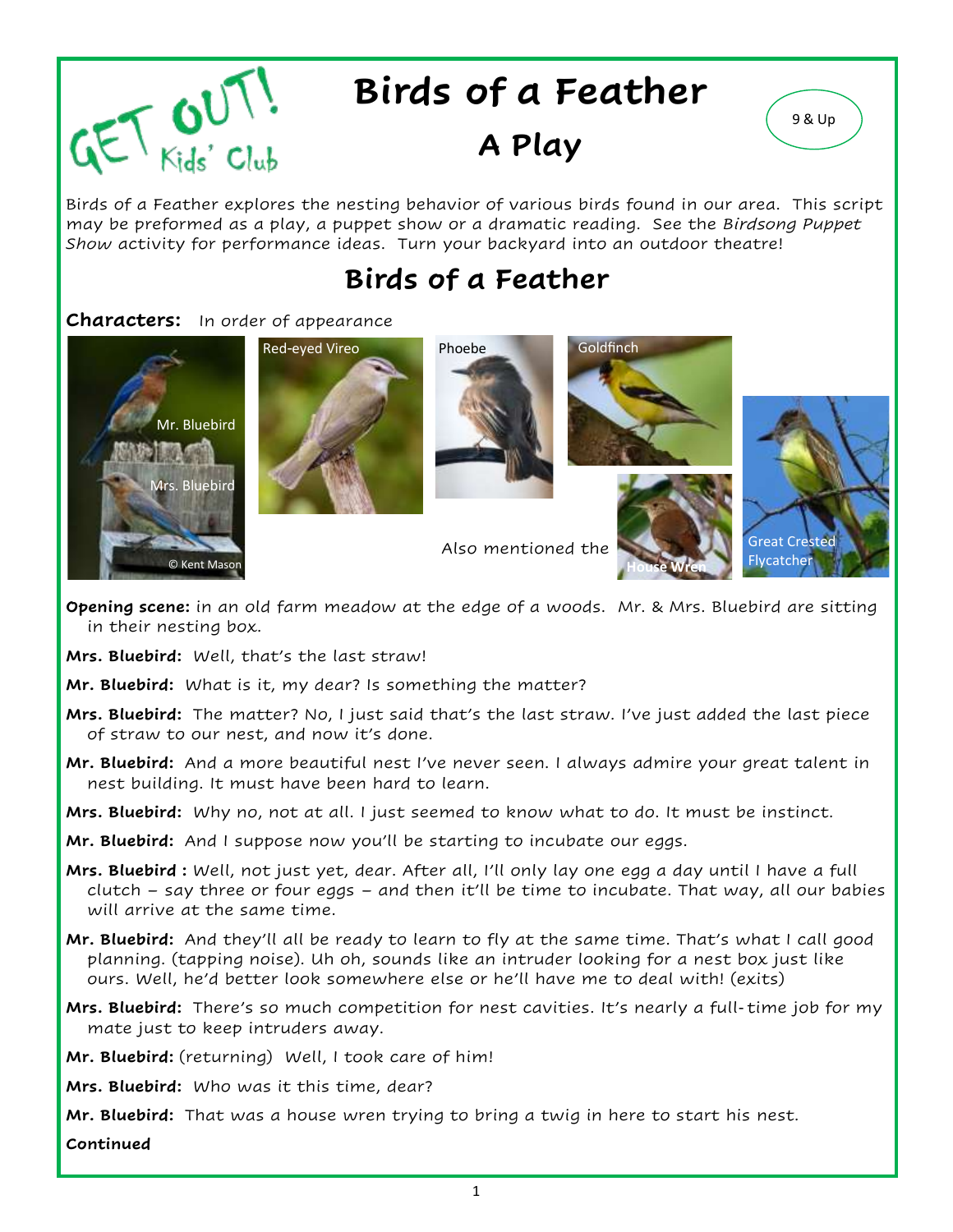GET OUT! Kids' Club

# Birds of a Feather

## A Play

9 & Up

Birds of a Feather explores the nesting behavior of various birds found in our area. This script may be preformed as a play, a puppet show or a dramatic reading. See the *Birdsong Puppet Show* activity for performance ideas. Turn your backyard into an outdoor theatre!

## Birds of a Feather

**Characters:** In order of appearance

Mr. Bluebird

Mrs. Bluebird

© Kent Mason

Red-eyed Vireo

Phoebe

Goldfinch

Also mentioned the House Wren

Great Crested Flycatcher

**Opening scene:** in an old farm meadow at the edge of a woods. Mr. & Mrs. Bluebird are sitting in their nesting box.

**Mrs. Bluebird:** Well, that's the last straw!

**Mr. Bluebird:** What is it, my dear? Is something the matter?

**Mrs. Bluebird:** The matter? No, I just said that's the last straw. I've just added the last piece of straw to our nest, and now it's done.

**Mr. Bluebird:** And a more beautiful nest I've never seen. I always admire your great talent in nest building. It must have been hard to learn.

**Mrs. Bluebird:** Why no, not at all. I just seemed to know what to do. It must be instinct.

**Mr. Bluebird:** And I suppose now you'll be starting to incubate our eggs.

**Mrs. Bluebird :** Well, not just yet, dear. After all, I'll only lay one egg a day until I have a full clutch – say three or four eggs – and then it'll be time to incubate. That way, all our babies will arrive at the same time.

**Mr. Bluebird:** And they'll all be ready to learn to fly at the same time. That's what I call good planning. (tapping noise). Uh oh, sounds like an intruder looking for a nest box just like ours. Well, he'd better look somewhere else or he'll have me to deal with! (exits)

**Mrs. Bluebird:** There's so much competition for nest cavities. It's nearly a full-time job for my mate just to keep intruders away.

**Mr. Bluebird:** (returning) Well, I took care of him!

**Mrs. Bluebird:** Who was it this time, dear?

**Mr. Bluebird:** That was a house wren trying to bring a twig in here to start his nest.

**Continued**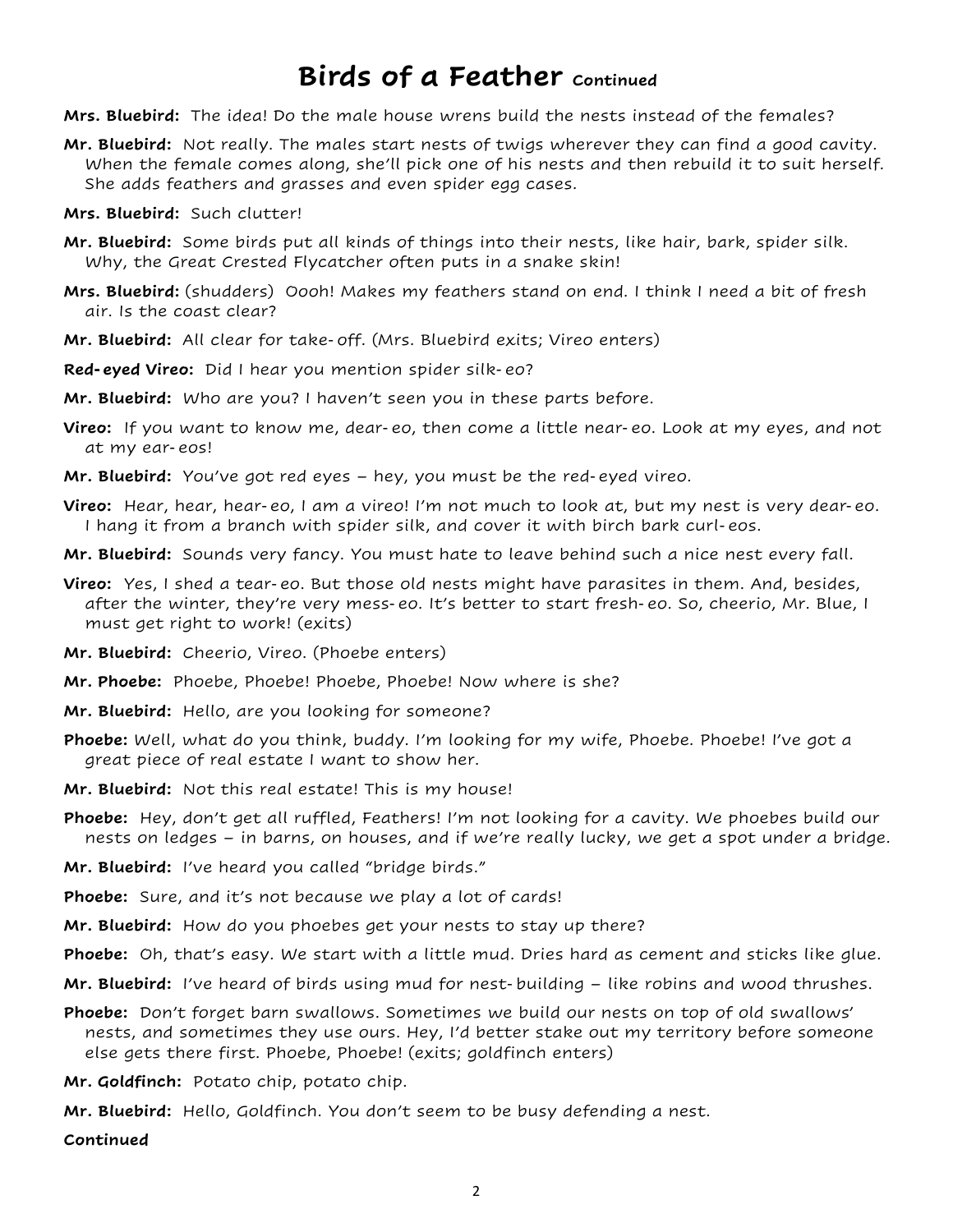# Birds of a Feather Continued

**Mrs. Bluebird:** The idea! Do the male house wrens build the nests instead of the females?

**Mr. Bluebird:** Not really. The males start nests of twigs wherever they can find a good cavity. When the female comes along, she'll pick one of his nests and then rebuild it to suit herself. She adds feathers and grasses and even spider egg cases.

**Mrs. Bluebird:** Such clutter!

**Mr. Bluebird:** Some birds put all kinds of things into their nests, like hair, bark, spider silk. Why, the Great Crested Flycatcher often puts in a snake skin!

**Mrs. Bluebird:** (shudders) Oooh! Makes my feathers stand on end. I think I need a bit of fresh air. Is the coast clear?

**Mr. Bluebird:** All clear for take-off. (Mrs. Bluebird exits; Vireo enters)

**Red-eyed Vireo:** Did I hear you mention spider silk-eo?

**Mr. Bluebird:** Who are you? I haven't seen you in these parts before.

**Vireo:** If you want to know me, dear-eo, then come a little near-eo. Look at my eyes, and not at my ear-eos!

**Mr. Bluebird:** You've got red eyes – hey, you must be the red-eyed vireo.

**Vireo:** Hear, hear, hear-eo, I am a vireo! I'm not much to look at, but my nest is very dear-eo. I hang it from a branch with spider silk, and cover it with birch bark curl-eos.

**Mr. Bluebird:** Sounds very fancy. You must hate to leave behind such a nice nest every fall.

**Vireo:** Yes, I shed a tear-eo. But those old nests might have parasites in them. And, besides, after the winter, they're very mess-eo. It's better to start fresh-eo. So, cheerio, Mr. Blue, I must get right to work! (exits)

**Mr. Bluebird:** Cheerio, Vireo. (Phoebe enters)

**Mr. Phoebe:** Phoebe, Phoebe! Phoebe, Phoebe! Now where is she?

**Mr. Bluebird:** Hello, are you looking for someone?

**Phoebe:** Well, what do you think, buddy. I'm looking for my wife, Phoebe. Phoebe! I've got a great piece of real estate I want to show her.

**Mr. Bluebird:** Not this real estate! This is my house!

**Phoebe:** Hey, don't get all ruffled, Feathers! I'm not looking for a cavity. We phoebes build our nests on ledges – in barns, on houses, and if we're really lucky, we get a spot under a bridge.

**Mr. Bluebird:** I've heard you called "bridge birds."

**Phoebe:** Sure, and it's not because we play a lot of cards!

**Mr. Bluebird:** How do you phoebes get your nests to stay up there?

**Phoebe:** Oh, that's easy. We start with a little mud. Dries hard as cement and sticks like glue.

**Mr. Bluebird:** I've heard of birds using mud for nest-building – like robins and wood thrushes.

**Phoebe:** Don't forget barn swallows. Sometimes we build our nests on top of old swallows' nests, and sometimes they use ours. Hey, I'd better stake out my territory before someone else gets there first. Phoebe, Phoebe! (exits; goldfinch enters)

**Mr. Goldfinch:** Potato chip, potato chip.

**Mr. Bluebird:** Hello, Goldfinch. You don't seem to be busy defending a nest.

**Continued**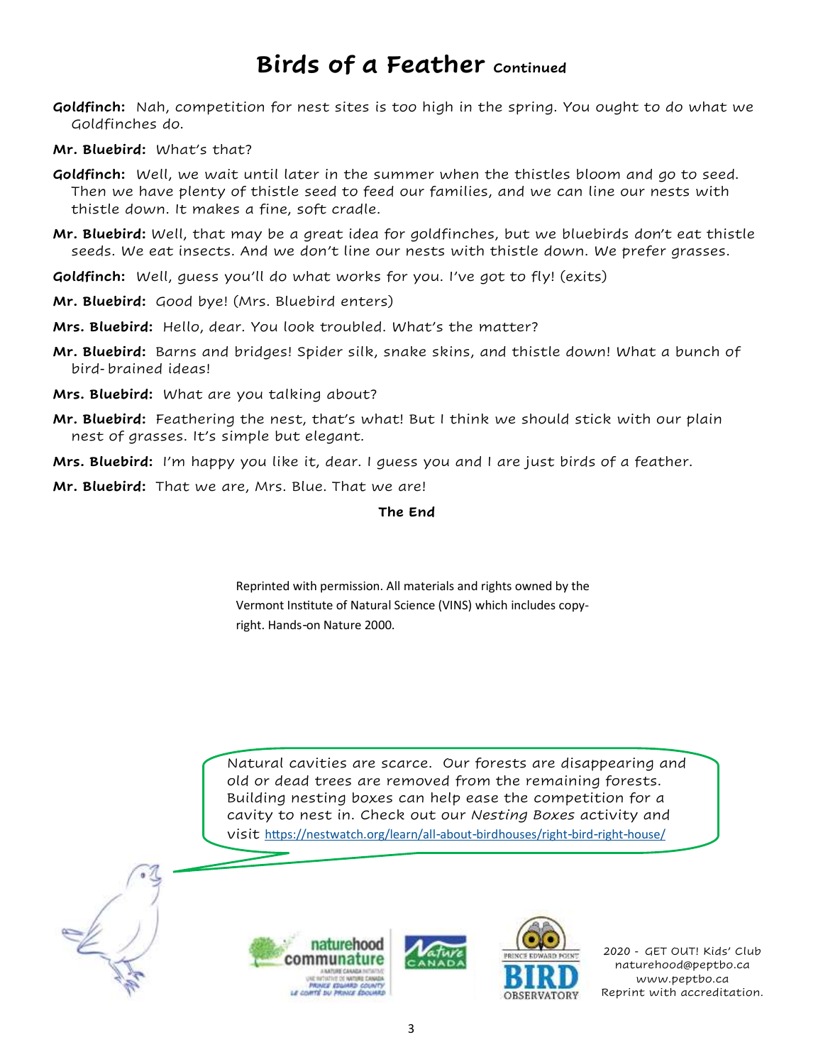# Birds of a Feather Continued

**Goldfinch:** Nah, competition for nest sites is too high in the spring. You ought to do what we Goldfinches do.

**Mr. Bluebird:** What's that?

**Goldfinch:** Well, we wait until later in the summer when the thistles bloom and go to seed. Then we have plenty of thistle seed to feed our families, and we can line our nests with thistle down. It makes a fine, soft cradle.

**Mr. Bluebird:** Well, that may be a great idea for goldfinches, but we bluebirds don't eat thistle seeds. We eat insects. And we don't line our nests with thistle down. We prefer grasses.

**Goldfinch:** Well, guess you'll do what works for you. I've got to fly! (exits)

**Mr. Bluebird:** Good bye! (Mrs. Bluebird enters)

**Mrs. Bluebird:** Hello, dear. You look troubled. What's the matter?

**Mr. Bluebird:** Barns and bridges! Spider silk, snake skins, and thistle down! What a bunch of bird-brained ideas!

**Mrs. Bluebird:** What are you talking about?

**Mr. Bluebird:** Feathering the nest, that's what! But I think we should stick with our plain nest of grasses. It's simple but elegant.

**Mrs. Bluebird:** I'm happy you like it, dear. I guess you and I are just birds of a feather.

**Mr. Bluebird:** That we are, Mrs. Blue. That we are!

**The End**

Reprinted with permission. All materials and rights owned by the Vermont Institute of Natural Science (VINS) which includes copyright. Hands-on Nature 2000.

Natural cavities are scarce. Our forests are disappearing and old or dead trees are removed from the remaining forests. Building nesting boxes can help ease the competition for a cavity to nest in. Check out our *Nesting Boxes* activity and visit https://nestwatch.org/learn/all-about-birdhouses/right-bird-right-house/

2020 - GET OUT! Kids' Club
naturehood@peptbo.ca
www.peptbo.ca
Reprint with accreditation.